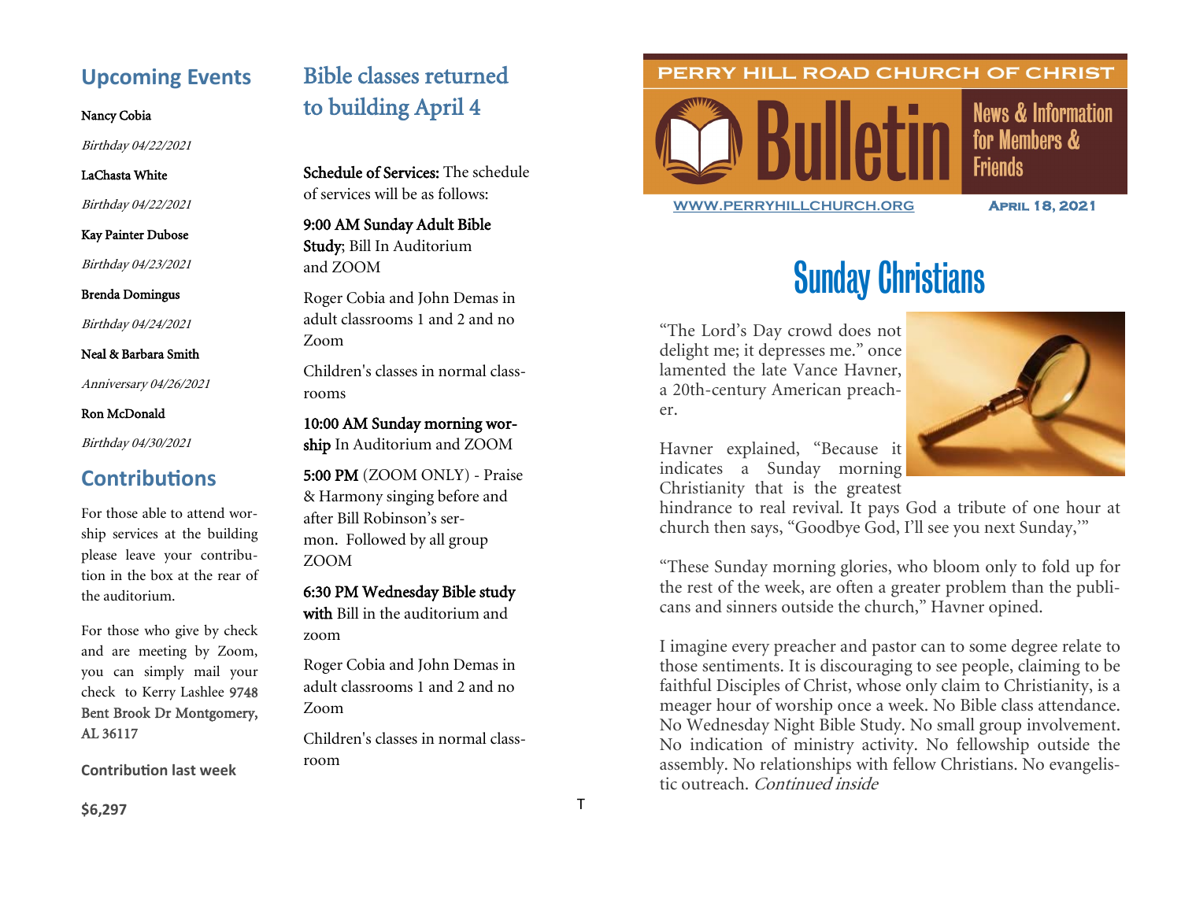## Upcoming Events

Nancy Cobia

*Birthday 04/22/2021*

LaChasta White

*Birthday 04/22/2021*

Kay Painter Dubose

*Birthday 04/23/2021*

Brenda Domingus

*Birthday 04/24/2021*

Neal & Barbara Smith

*Anniversary 04/26/2021*

Ron McDonald

*Birthday 04/30/2021*

## Contributions

For those able to attend worship services at the building please leave your contribution in the box at the rear of the auditorium.

For those who give by check and are meeting by Zoom, you can simply mail your check to Kerry Lashlee **9748 Bent Brook Dr Montgomery, AL 36117**

**Contribution last week**

**$6,297**

## Bible classes returned to building April 4

**Schedule of Services:** The schedule of services will be as follows:

**9:00 AM Sunday Adult Bible Study**; Bill In Auditorium and ZOOM

Roger Cobia and John Demas in adult classrooms 1 and 2 and no Zoom

Children's classes in normal classrooms

**10:00 AM Sunday morning worship** In Auditorium and ZOOM

**5:00 PM** (ZOOM ONLY) - Praise & Harmony singing before and after Bill Robinson's sermon. Followed by all group ZOOM

**6:30 PM Wednesday Bible study with** Bill in the auditorium and zoom

Roger Cobia and John Demas in adult classrooms 1 and 2 and no Zoom

Children's classes in normal classroom

T

PERRY HILL ROAD CHURCH OF CHRIST

# Bulletin

News & Information for Members & Friends

WWW.PERRYHILLCHURCH.ORG

**April 18, 2021**

# Sunday Christians

"The Lord's Day crowd does not delight me; it depresses me." once lamented the late Vance Havner, a 20th-century American preacher.

Havner explained, "Because it indicates a Sunday morning Christianity that is the greatest hindrance to real revival. It pays God a tribute of one hour at church then says, "Goodbye God, I'll see you next Sunday,'"

"These Sunday morning glories, who bloom only to fold up for the rest of the week, are often a greater problem than the publicans and sinners outside the church," Havner opined.

I imagine every preacher and pastor can to some degree relate to those sentiments. It is discouraging to see people, claiming to be faithful Disciples of Christ, whose only claim to Christianity, is a meager hour of worship once a week. No Bible class attendance. No Wednesday Night Bible Study. No small group involvement. No indication of ministry activity. No fellowship outside the assembly. No relationships with fellow Christians. No evangelistic outreach. *Continued inside*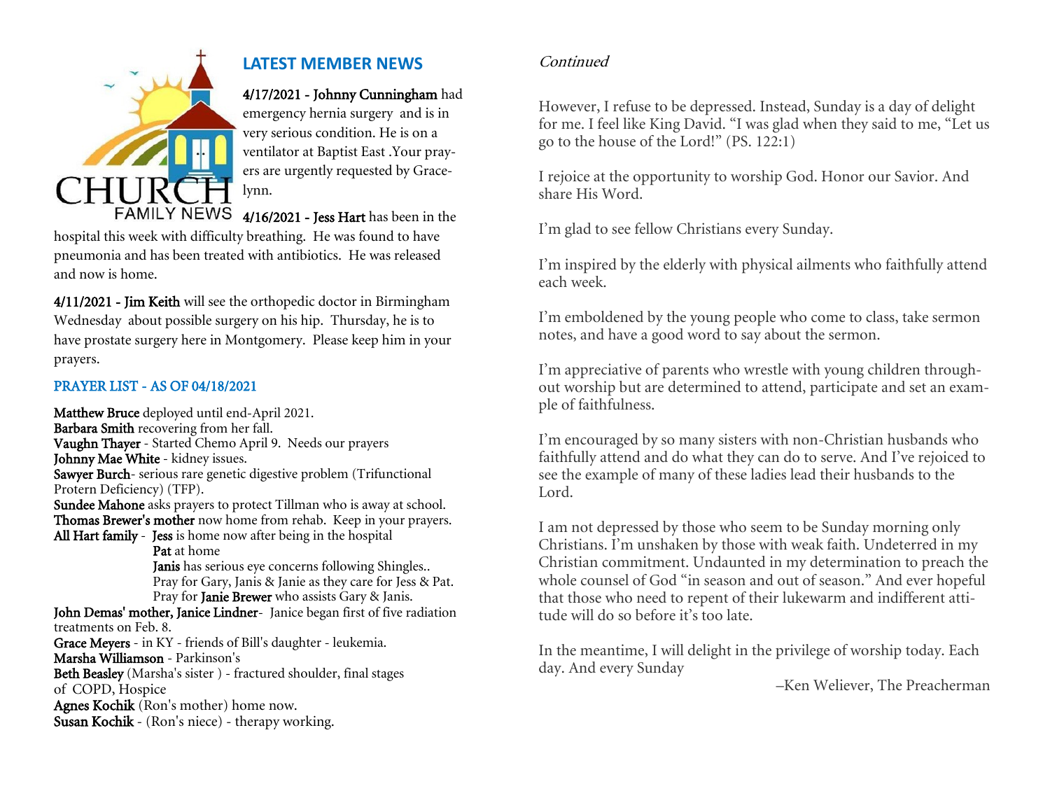## LATEST MEMBER NEWS

CHURCH FAMILY NEWS

**4/17/2021 - Johnny Cunningham** had emergency hernia surgery and is in very serious condition. He is on a ventilator at Baptist East .Your prayers are urgently requested by Gracelynn.

**4/16/2021 - Jess Hart** has been in the hospital this week with difficulty breathing. He was found to have pneumonia and has been treated with antibiotics. He was released and now is home.

**4/11/2021 - Jim Keith** will see the orthopedic doctor in Birmingham Wednesday about possible surgery on his hip. Thursday, he is to have prostate surgery here in Montgomery. Please keep him in your prayers.

### PRAYER LIST - AS OF 04/18/2021

**Matthew Bruce** deployed until end-April 2021.
**Barbara Smith** recovering from her fall.
**Vaughn Thayer** - Started Chemo April 9. Needs our prayers
**Johnny Mae White** - kidney issues.
**Sawyer Burch**- serious rare genetic digestive problem (Trifunctional Protern Deficiency) (TFP).
**Sundee Mahone** asks prayers to protect Tillman who is away at school.
**Thomas Brewer's mother** now home from rehab. Keep in your prayers.
**All Hart family** - **Jess** is home now after being in the hospital
**Pat** at home
**Janis** has serious eye concerns following Shingles..
Pray for Gary, Janis & Janie as they care for Jess & Pat.
Pray for **Janie Brewer** who assists Gary & Janis.
**John Demas' mother, Janice Lindner**- Janice began first of five radiation treatments on Feb. 8.
**Grace Meyers** - in KY - friends of Bill's daughter - leukemia.
**Marsha Williamson** - Parkinson's
**Beth Beasley** (Marsha's sister ) - fractured shoulder, final stages of COPD, Hospice
**Agnes Kochik** (Ron's mother) home now.
**Susan Kochik** - (Ron's niece) - therapy working.

*Continued*

However, I refuse to be depressed. Instead, Sunday is a day of delight for me. I feel like King David. "I was glad when they said to me, "Let us go to the house of the Lord!" (PS. 122:1)

I rejoice at the opportunity to worship God. Honor our Savior. And share His Word.

I'm glad to see fellow Christians every Sunday.

I'm inspired by the elderly with physical ailments who faithfully attend each week.

I'm emboldened by the young people who come to class, take sermon notes, and have a good word to say about the sermon.

I'm appreciative of parents who wrestle with young children throughout worship but are determined to attend, participate and set an example of faithfulness.

I'm encouraged by so many sisters with non-Christian husbands who faithfully attend and do what they can do to serve. And I've rejoiced to see the example of many of these ladies lead their husbands to the Lord.

I am not depressed by those who seem to be Sunday morning only Christians. I'm unshaken by those with weak faith. Undeterred in my Christian commitment. Undaunted in my determination to preach the whole counsel of God "in season and out of season." And ever hopeful that those who need to repent of their lukewarm and indifferent attitude will do so before it's too late.

In the meantime, I will delight in the privilege of worship today. Each day. And every Sunday

–Ken Weliever, The Preacherman